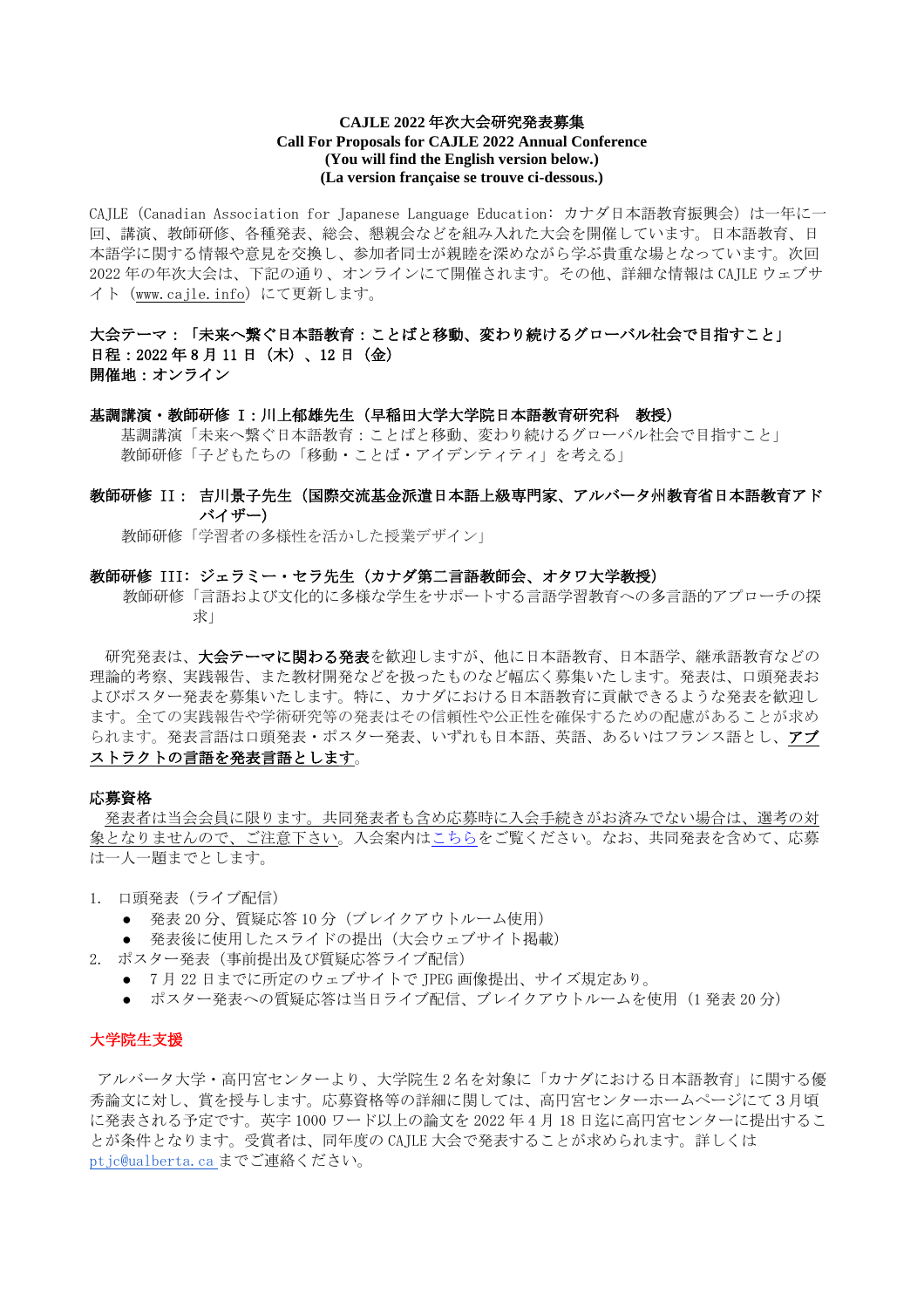**CAJLE 2022 年次大会研究発表募集**
**Call For Proposals for CAJLE 2022 Annual Conference**
**(You will find the English version below.)**
**(La version française se trouve ci-dessous.)**

CAJLE（Canadian Association for Japanese Language Education: カナダ日本語教育振興会）は一年に一回、講演、教師研修、各種発表、総会、懇親会などを組み入れた大会を開催しています。日本語教育、日本語学に関する情報や意見を交換し、参加者同士が親睦を深めながら学ぶ貴重な場となっています。次回 2022 年の年次大会は、下記の通り、オンラインにて開催されます。その他、詳細な情報は CAJLE ウェブサイト（www.cajle.info）にて更新します。

**大会テーマ：「未来へ繋ぐ日本語教育：ことばと移動、変わり続けるグローバル社会で目指すこと」**
**日程：2022 年 8 月 11 日（木）、12 日（金）**
**開催地：オンライン**

**基調講演・教師研修 I：川上郁雄先生（早稲田大学大学院日本語教育研究科　教授）**
基調講演「未来へ繋ぐ日本語教育：ことばと移動、変わり続けるグローバル社会で目指すこと」
教師研修「子どもたちの「移動・ことば・アイデンティティ」を考える」

**教師研修 II： 吉川景子先生（国際交流基金派遣日本語上級専門家、アルバータ州教育省日本語教育アドバイザー）**
教師研修「学習者の多様性を活かした授業デザイン」

**教師研修 III：ジェラミー・セラ先生（カナダ第二言語教師会、オタワ大学教授）**
教師研修「言語および文化的に多様な学生をサポートする言語学習教育への多言語的アプローチの探求」

研究発表は、**大会テーマに関わる発表**を歓迎しますが、他に日本語教育、日本語学、継承語教育などの理論的考察、実践報告、また教材開発などを扱ったものなど幅広く募集いたします。発表は、口頭発表およびポスター発表を募集いたします。特に、カナダにおける日本語教育に貢献できるような発表を歓迎します。全ての実践報告や学術研究等の発表はその信頼性や公正性を確保するための配慮があることが求められます。発表言語は口頭発表・ポスター発表、いずれも日本語、英語、あるいはフランス語とし、**アブストラクトの言語を発表言語とします**。

**応募資格**

発表者は当会会員に限ります。共同発表者も含め応募時に入会手続きがお済みでない場合は、選考の対象となりませんので、ご注意下さい。入会案内はこちらをご覧ください。なお、共同発表を含めて、応募は一人一題までとします。

1. 口頭発表（ライブ配信）
   - 発表 20 分、質疑応答 10 分（ブレイクアウトルーム使用）
   - 発表後に使用したスライドの提出（大会ウェブサイト掲載）
2. ポスター発表（事前提出及び質疑応答ライブ配信）
   - 7 月 22 日までに所定のウェブサイトで JPEG 画像提出、サイズ規定あり。
   - ポスター発表への質疑応答は当日ライブ配信、ブレイクアウトルームを使用（1 発表 20 分）

**大学院生支援**

アルバータ大学・高円宮センターより、大学院生 2 名を対象に「カナダにおける日本語教育」に関する優秀論文に対し、賞を授与します。応募資格等の詳細に関しては、高円宮センターホームページにて 3 月頃に発表される予定です。英字 1000 ワード以上の論文を 2022 年 4 月 18 日迄に高円宮センターに提出することが条件となります。受賞者は、同年度の CAJLE 大会で発表することが求められます。詳しくは ptjc@ualberta.ca までご連絡ください。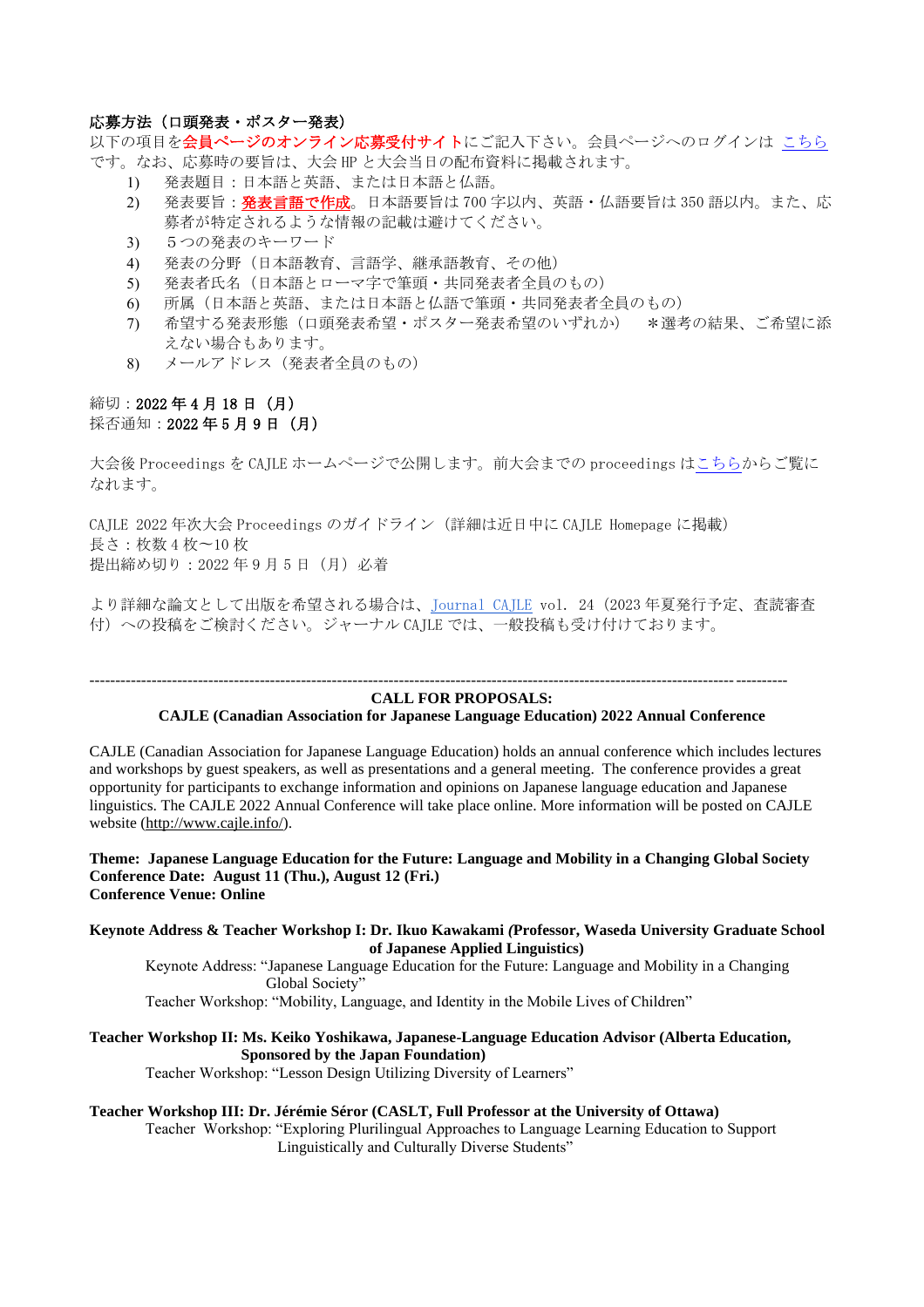**応募方法（口頭発表・ポスター発表）**

以下の項目を**会員ページのオンライン応募受付サイト**にご記入下さい。会員ページへのログインは こちら です。なお、応募時の要旨は、大会 HP と大会当日の配布資料に掲載されます。

1) 発表題目：日本語と英語、または日本語と仏語。
2) 発表要旨：**発表言語で作成**。日本語要旨は 700 字以内、英語・仏語要旨は 350 語以内。また、応募者が特定されるような情報の記載は避けてください。
3) ５つの発表のキーワード
4) 発表の分野（日本語教育、言語学、継承語教育、その他）
5) 発表者氏名（日本語とローマ字で筆頭・共同発表者全員のもの）
6) 所属（日本語と英語、または日本語と仏語で筆頭・共同発表者全員のもの）
7) 希望する発表形態（口頭発表希望・ポスター発表希望のいずれか）　＊選考の結果、ご希望に添えない場合もあります。
8) メールアドレス（発表者全員のもの）

締切：**2022 年 4 月 18 日（月）**
採否通知：**2022 年 5 月 9 日（月）**

大会後 Proceedings を CAJLE ホームページで公開します。前大会までの proceedings はこちらからご覧になれます。

CAJLE 2022 年次大会 Proceedings のガイドライン（詳細は近日中に CAJLE Homepage に掲載）
長さ：枚数 4 枚〜10 枚
提出締め切り：2022 年 9 月 5 日（月）必着

より詳細な論文として出版を希望される場合は、Journal CAJLE vol. 24（2023 年夏発行予定、査読審査付）への投稿をご検討ください。ジャーナル CAJLE では、一般投稿も受け付けております。

---

**CALL FOR PROPOSALS:**
**CAJLE (Canadian Association for Japanese Language Education) 2022 Annual Conference**

CAJLE (Canadian Association for Japanese Language Education) holds an annual conference which includes lectures and workshops by guest speakers, as well as presentations and a general meeting. The conference provides a great opportunity for participants to exchange information and opinions on Japanese language education and Japanese linguistics. The CAJLE 2022 Annual Conference will take place online. More information will be posted on CAJLE website (http://www.cajle.info/).

**Theme: Japanese Language Education for the Future: Language and Mobility in a Changing Global Society**
**Conference Date: August 11 (Thu.), August 12 (Fri.)**
**Conference Venue: Online**

**Keynote Address & Teacher Workshop I: Dr. Ikuo Kawakami *(*Professor, Waseda University Graduate School of Japanese Applied Linguistics)**

Keynote Address: "Japanese Language Education for the Future: Language and Mobility in a Changing Global Society"
Teacher Workshop: "Mobility, Language, and Identity in the Mobile Lives of Children"

**Teacher Workshop II: Ms. Keiko Yoshikawa, Japanese-Language Education Advisor (Alberta Education, Sponsored by the Japan Foundation)**

Teacher Workshop: "Lesson Design Utilizing Diversity of Learners"

**Teacher Workshop III: Dr. Jérémie Séror (CASLT, Full Professor at the University of Ottawa)**

Teacher Workshop: "Exploring Plurilingual Approaches to Language Learning Education to Support Linguistically and Culturally Diverse Students"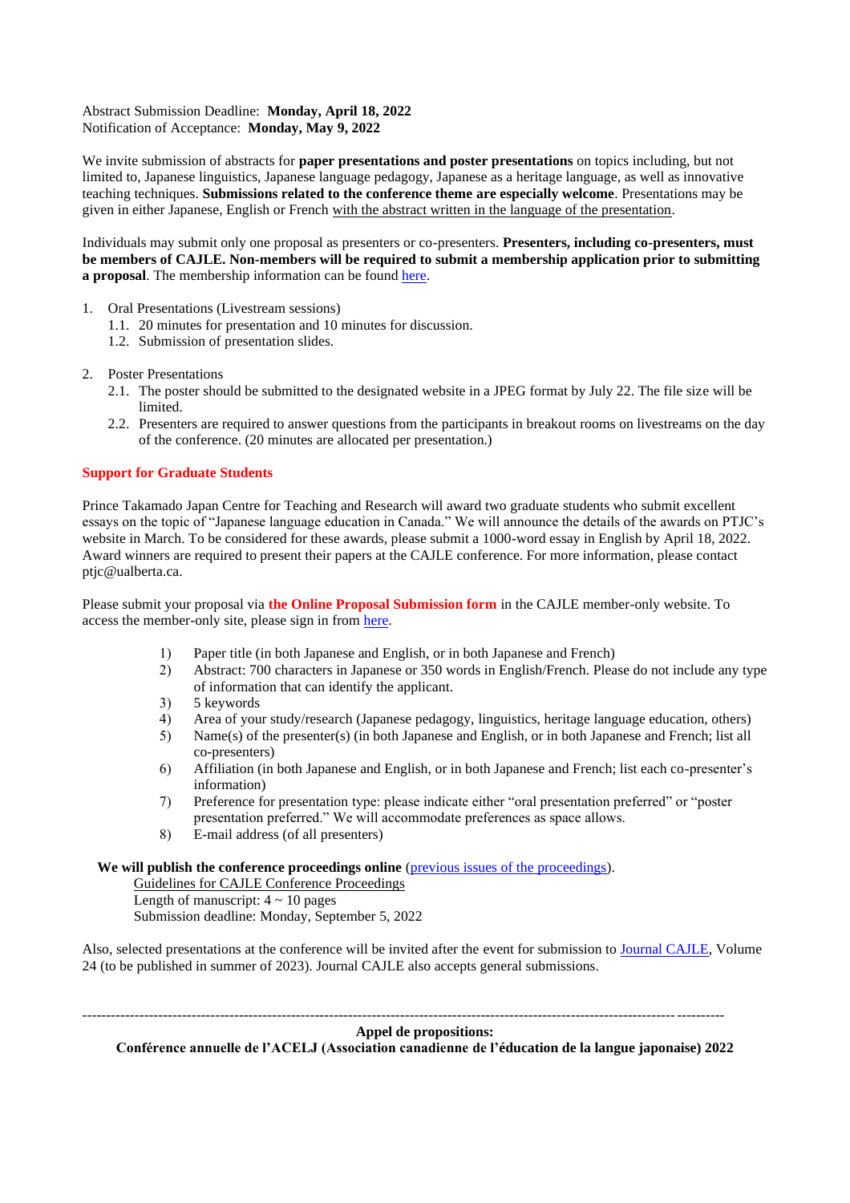Abstract Submission Deadline: **Monday, April 18, 2022**
Notification of Acceptance: **Monday, May 9, 2022**

We invite submission of abstracts for **paper presentations and poster presentations** on topics including, but not limited to, Japanese linguistics, Japanese language pedagogy, Japanese as a heritage language, as well as innovative teaching techniques. **Submissions related to the conference theme are especially welcome**. Presentations may be given in either Japanese, English or French with the abstract written in the language of the presentation.

Individuals may submit only one proposal as presenters or co-presenters. **Presenters, including co-presenters, must be members of CAJLE. Non-members will be required to submit a membership application prior to submitting a proposal**. The membership information can be found here.

1. Oral Presentations (Livestream sessions)
   1.1. 20 minutes for presentation and 10 minutes for discussion.
   1.2. Submission of presentation slides.

2. Poster Presentations
   2.1. The poster should be submitted to the designated website in a JPEG format by July 22. The file size will be limited.
   2.2. Presenters are required to answer questions from the participants in breakout rooms on livestreams on the day of the conference. (20 minutes are allocated per presentation.)

**Support for Graduate Students**

Prince Takamado Japan Centre for Teaching and Research will award two graduate students who submit excellent essays on the topic of "Japanese language education in Canada." We will announce the details of the awards on PTJC's website in March. To be considered for these awards, please submit a 1000-word essay in English by April 18, 2022. Award winners are required to present their papers at the CAJLE conference. For more information, please contact ptjc@ualberta.ca.

Please submit your proposal via **the Online Proposal Submission form** in the CAJLE member-only website. To access the member-only site, please sign in from here.

1) Paper title (in both Japanese and English, or in both Japanese and French)
2) Abstract: 700 characters in Japanese or 350 words in English/French. Please do not include any type of information that can identify the applicant.
3) 5 keywords
4) Area of your study/research (Japanese pedagogy, linguistics, heritage language education, others)
5) Name(s) of the presenter(s) (in both Japanese and English, or in both Japanese and French; list all co-presenters)
6) Affiliation (in both Japanese and English, or in both Japanese and French; list each co-presenter's information)
7) Preference for presentation type: please indicate either "oral presentation preferred" or "poster presentation preferred." We will accommodate preferences as space allows.
8) E-mail address (of all presenters)

**We will publish the conference proceedings online** (previous issues of the proceedings).
Guidelines for CAJLE Conference Proceedings
Length of manuscript: 4 ~ 10 pages
Submission deadline: Monday, September 5, 2022

Also, selected presentations at the conference will be invited after the event for submission to Journal CAJLE, Volume 24 (to be published in summer of 2023). Journal CAJLE also accepts general submissions.

---

**Appel de propositions:**
**Conférence annuelle de l'ACELJ (Association canadienne de l'éducation de la langue japonaise) 2022**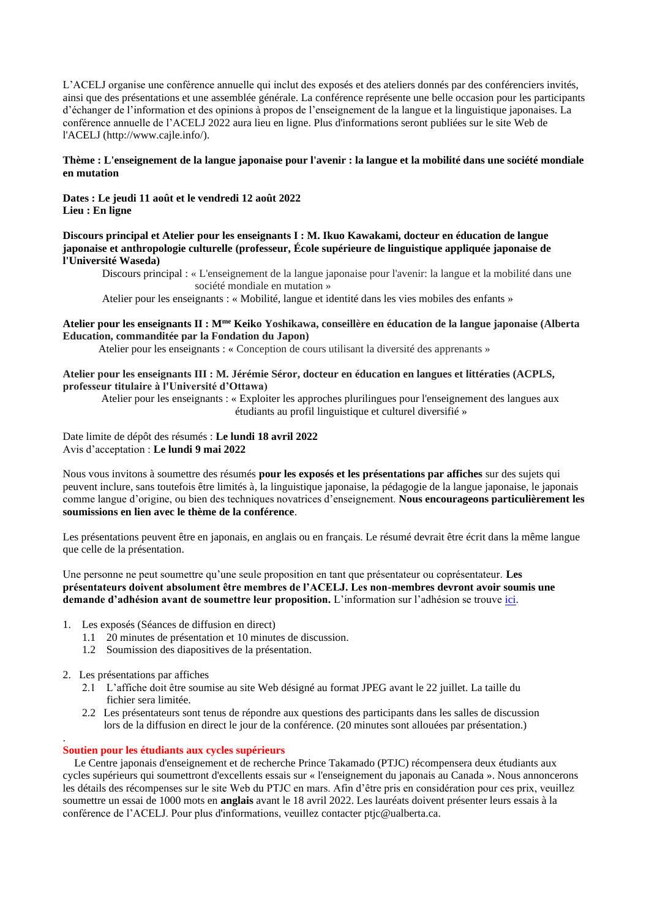L'ACELJ organise une conférence annuelle qui inclut des exposés et des ateliers donnés par des conférenciers invités, ainsi que des présentations et une assemblée générale. La conférence représente une belle occasion pour les participants d'échanger de l'information et des opinions à propos de l'enseignement de la langue et la linguistique japonaises. La conférence annuelle de l'ACELJ 2022 aura lieu en ligne. Plus d'informations seront publiées sur le site Web de l'ACELJ (http://www.cajle.info/).

**Thème : L'enseignement de la langue japonaise pour l'avenir : la langue et la mobilité dans une société mondiale en mutation**

**Dates : Le jeudi 11 août et le vendredi 12 août 2022**
**Lieu : En ligne**

**Discours principal et Atelier pour les enseignants I : M. Ikuo Kawakami, docteur en éducation de langue japonaise et anthropologie culturelle (professeur, École supérieure de linguistique appliquée japonaise de l'Université Waseda)**

Discours principal : « L'enseignement de la langue japonaise pour l'avenir: la langue et la mobilité dans une société mondiale en mutation »

Atelier pour les enseignants : « Mobilité, langue et identité dans les vies mobiles des enfants »

**Atelier pour les enseignants II : Mme Keiko Yoshikawa, conseillère en éducation de la langue japonaise (Alberta Education, commanditée par la Fondation du Japon)**

Atelier pour les enseignants : « Conception de cours utilisant la diversité des apprenants »

**Atelier pour les enseignants III : M. Jérémie Séror, docteur en éducation en langues et littératies (ACPLS, professeur titulaire à l'Université d'Ottawa)**

Atelier pour les enseignants : « Exploiter les approches plurilingues pour l'enseignement des langues aux étudiants au profil linguistique et culturel diversifié »

Date limite de dépôt des résumés : **Le lundi 18 avril 2022**
Avis d'acceptation : **Le lundi 9 mai 2022**

Nous vous invitons à soumettre des résumés **pour les exposés et les présentations par affiches** sur des sujets qui peuvent inclure, sans toutefois être limités à, la linguistique japonaise, la pédagogie de la langue japonaise, le japonais comme langue d'origine, ou bien des techniques novatrices d'enseignement. **Nous encourageons particulièrement les soumissions en lien avec le thème de la conférence**.

Les présentations peuvent être en japonais, en anglais ou en français. Le résumé devrait être écrit dans la même langue que celle de la présentation.

Une personne ne peut soumettre qu'une seule proposition en tant que présentateur ou coprésentateur. **Les présentateurs doivent absolument être membres de l'ACELJ. Les non-membres devront avoir soumis une demande d'adhésion avant de soumettre leur proposition.** L'information sur l'adhésion se trouve ici.

1. Les exposés (Séances de diffusion en direct)
   1.1 20 minutes de présentation et 10 minutes de discussion.
   1.2 Soumission des diapositives de la présentation.

2. Les présentations par affiches
   2.1 L'affiche doit être soumise au site Web désigné au format JPEG avant le 22 juillet. La taille du fichier sera limitée.
   2.2 Les présentateurs sont tenus de répondre aux questions des participants dans les salles de discussion lors de la diffusion en direct le jour de la conférence. (20 minutes sont allouées par présentation.)

**Soutien pour les étudiants aux cycles supérieurs**

Le Centre japonais d'enseignement et de recherche Prince Takamado (PTJC) récompensera deux étudiants aux cycles supérieurs qui soumettront d'excellents essais sur « l'enseignement du japonais au Canada ». Nous annoncerons les détails des récompenses sur le site Web du PTJC en mars. Afin d'être pris en considération pour ces prix, veuillez soumettre un essai de 1000 mots en **anglais** avant le 18 avril 2022. Les lauréats doivent présenter leurs essais à la conférence de l'ACELJ. Pour plus d'informations, veuillez contacter ptjc@ualberta.ca.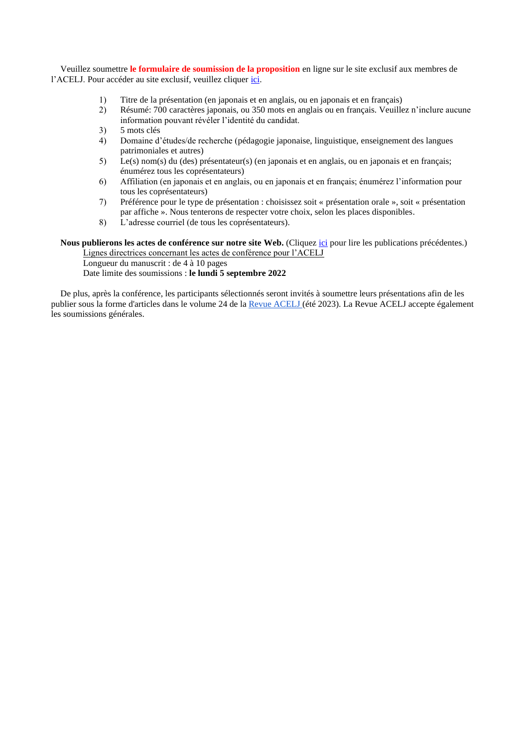Veuillez soumettre **le formulaire de soumission de la proposition** en ligne sur le site exclusif aux membres de l'ACELJ. Pour accéder au site exclusif, veuillez cliquer ici.

1) Titre de la présentation (en japonais et en anglais, ou en japonais et en français)
2) Résumé: 700 caractères japonais, ou 350 mots en anglais ou en français. Veuillez n'inclure aucune information pouvant révéler l'identité du candidat.
3) 5 mots clés
4) Domaine d'études/de recherche (pédagogie japonaise, linguistique, enseignement des langues patrimoniales et autres)
5) Le(s) nom(s) du (des) présentateur(s) (en japonais et en anglais, ou en japonais et en français; énumérez tous les coprésentateurs)
6) Affiliation (en japonais et en anglais, ou en japonais et en français; énumérez l'information pour tous les coprésentateurs)
7) Préférence pour le type de présentation : choisissez soit « présentation orale », soit « présentation par affiche ». Nous tenterons de respecter votre choix, selon les places disponibles.
8) L'adresse courriel (de tous les coprésentateurs).

**Nous publierons les actes de conférence sur notre site Web.** (Cliquez ici pour lire les publications précédentes.)

Lignes directrices concernant les actes de conférence pour l'ACELJ

Longueur du manuscrit : de 4 à 10 pages

Date limite des soumissions : **le lundi 5 septembre 2022**

De plus, après la conférence, les participants sélectionnés seront invités à soumettre leurs présentations afin de les publier sous la forme d'articles dans le volume 24 de la Revue ACELJ (été 2023). La Revue ACELJ accepte également les soumissions générales.